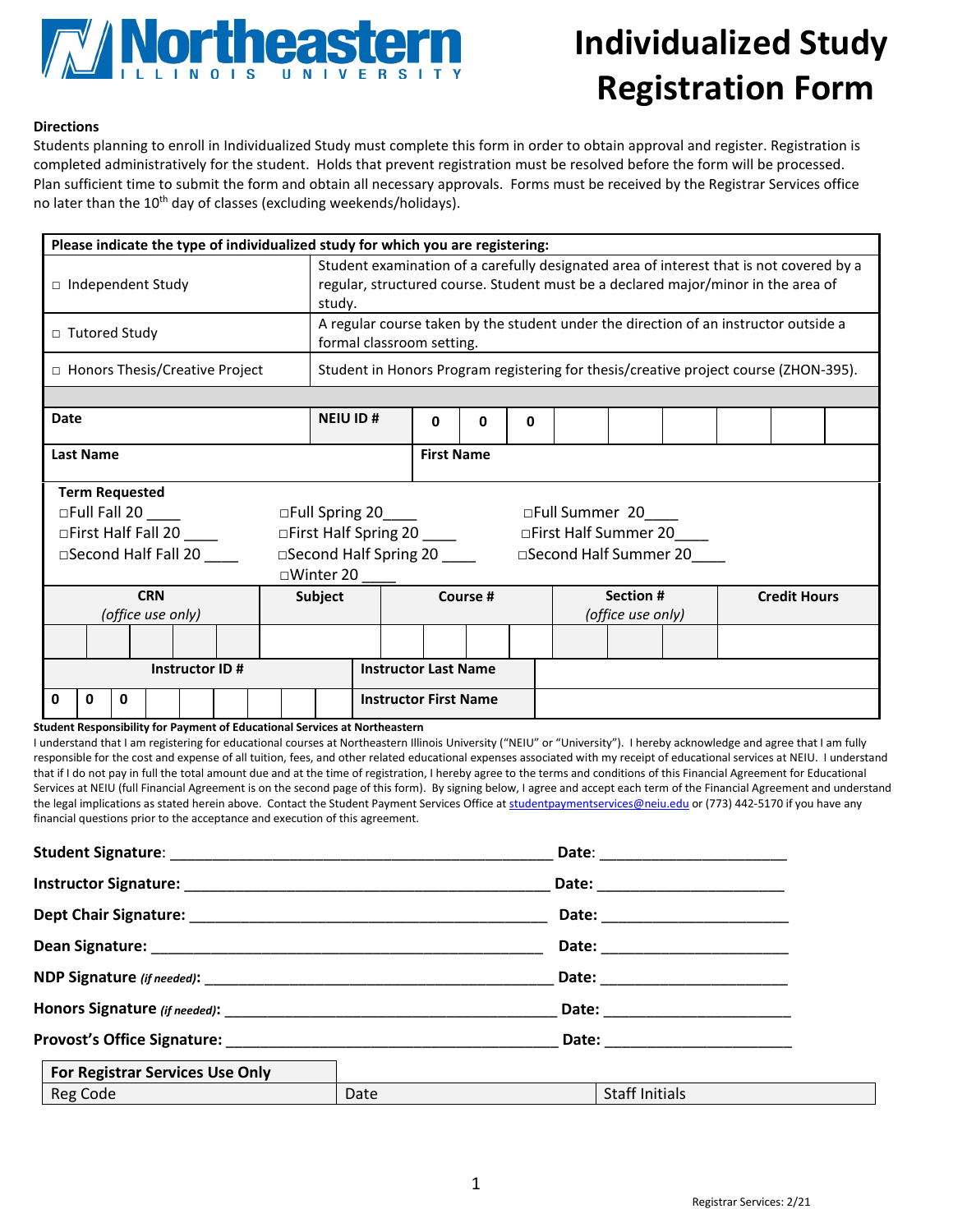# Northeastern ILLINOIS UNIVERSITY

# Individualized Study Registration Form

**Directions**

Students planning to enroll in Individualized Study must complete this form in order to obtain approval and register. Registration is completed administratively for the student. Holds that prevent registration must be resolved before the form will be processed. Plan sufficient time to submit the form and obtain all necessary approvals. Forms must be received by the Registrar Services office no later than the 10th day of classes (excluding weekends/holidays).

| **Please indicate the type of individualized study for which you are registering:** | |
|---|---|
| □ Independent Study | Student examination of a carefully designated area of interest that is not covered by a regular, structured course. Student must be a declared major/minor in the area of study. |
| □ Tutored Study | A regular course taken by the student under the direction of an instructor outside a formal classroom setting. |
| □ Honors Thesis/Creative Project | Student in Honors Program registering for thesis/creative project course (ZHON-395). |

| **Date** | **NEIU ID #** | 0 | 0 | 0 | | | | | | |
|---|---|---|---|---|---|---|---|---|---|---|
| **Last Name** | | **First Name** | | | | | | | | |

**Term Requested**

| | | |
|---|---|---|
| □Full Fall 20 ____ | □Full Spring 20____ | □Full Summer 20____ |
| □First Half Fall 20 ____ | □First Half Spring 20 ____ | □First Half Summer 20____ |
| □Second Half Fall 20 ____ | □Second Half Spring 20 ____ | □Second Half Summer 20____ |
| | □Winter 20 ____ | |

| **CRN** *(office use only)* | **Subject** | **Course #** | **Section #** *(office use only)* | **Credit Hours** |
|---|---|---|---|---|
| | | | | |

| **Instructor ID #** | **Instructor Last Name** | |
|---|---|---|
| 0 0 0 | **Instructor First Name** | |

**Student Responsibility for Payment of Educational Services at Northeastern**

I understand that I am registering for educational courses at Northeastern Illinois University ("NEIU" or "University"). I hereby acknowledge and agree that I am fully responsible for the cost and expense of all tuition, fees, and other related educational expenses associated with my receipt of educational services at NEIU. I understand that if I do not pay in full the total amount due and at the time of registration, I hereby agree to the terms and conditions of this Financial Agreement for Educational Services at NEIU (full Financial Agreement is on the second page of this form). By signing below, I agree and accept each term of the Financial Agreement and understand the legal implications as stated herein above. Contact the Student Payment Services Office at studentpaymentservices@neiu.edu or (773) 442-5170 if you have any financial questions prior to the acceptance and execution of this agreement.

**Student Signature**: ______________________________________________ **Date**: ______________________

**Instructor Signature:** ____________________________________________ **Date:** ______________________

**Dept Chair Signature:** ___________________________________________ **Date:** ______________________

**Dean Signature:** _______________________________________________ **Date:** ______________________

**NDP Signature** ***(if needed)*****:** __________________________________________ **Date:** ______________________

**Honors Signature** ***(if needed)*****:** ________________________________________ **Date:** ______________________

**Provost's Office Signature:** _______________________________________ **Date:** ______________________

| **For Registrar Services Use Only** | | |
|---|---|---|
| Reg Code | Date | Staff Initials |

Registrar Services: 2/21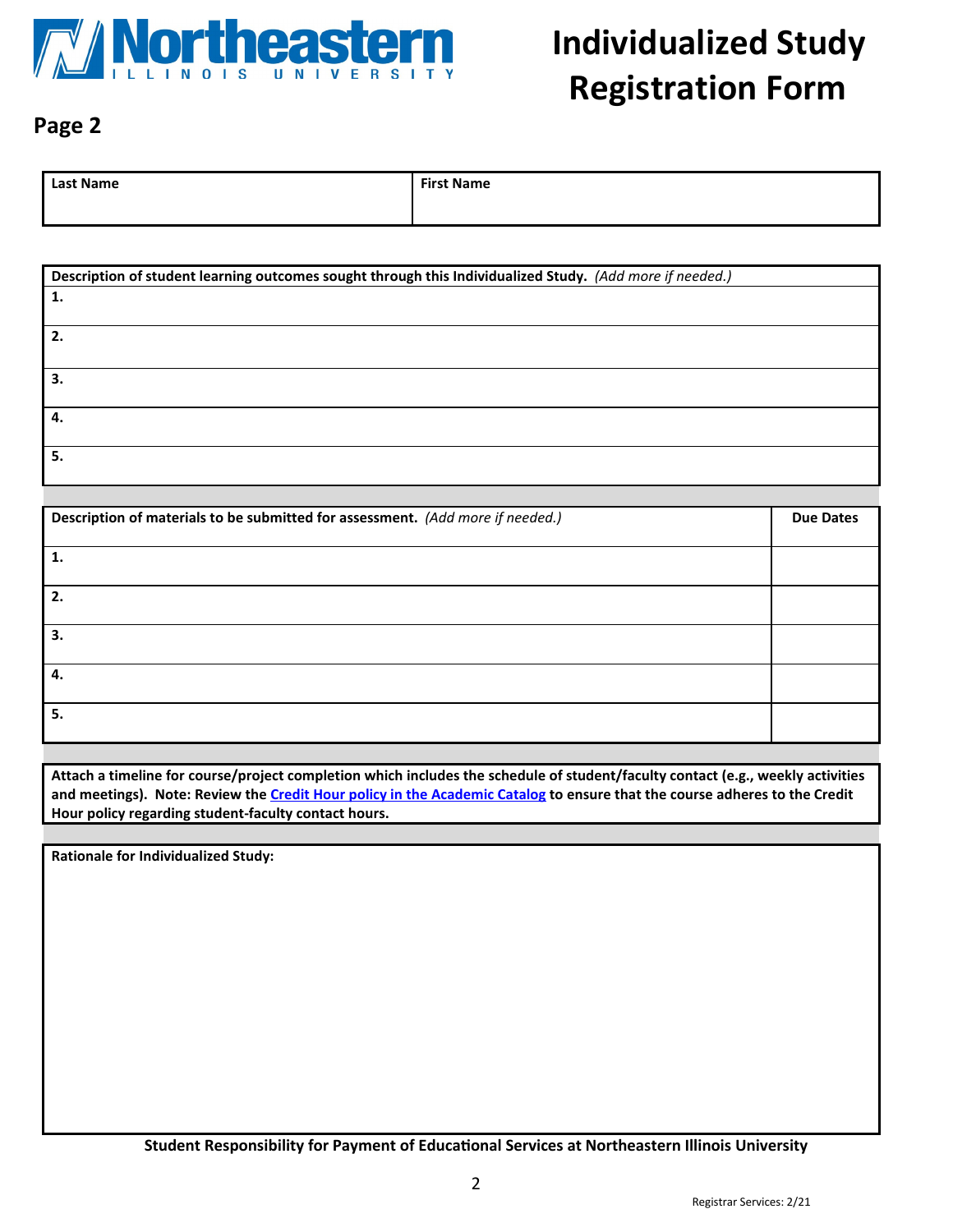# Individualized Study Registration Form

**Page 2**

| Last Name | First Name |
|---|---|
| | |

| **Description of student learning outcomes sought through this Individualized Study.** *(Add more if needed.)* |
|---|
| **1.** |
| **2.** |
| **3.** |
| **4.** |
| **5.** |

| **Description of materials to be submitted for assessment.** *(Add more if needed.)* | **Due Dates** |
|---|---|
| **1.** | |
| **2.** | |
| **3.** | |
| **4.** | |
| **5.** | |

**Attach a timeline for course/project completion which includes the schedule of student/faculty contact (e.g., weekly activities and meetings). Note: Review the [Credit Hour policy in the Academic Catalog] to ensure that the course adheres to the Credit Hour policy regarding student-faculty contact hours.**

**Rationale for Individualized Study:**

**Student Responsibility for Payment of Educational Services at Northeastern Illinois University**

Registrar Services: 2/21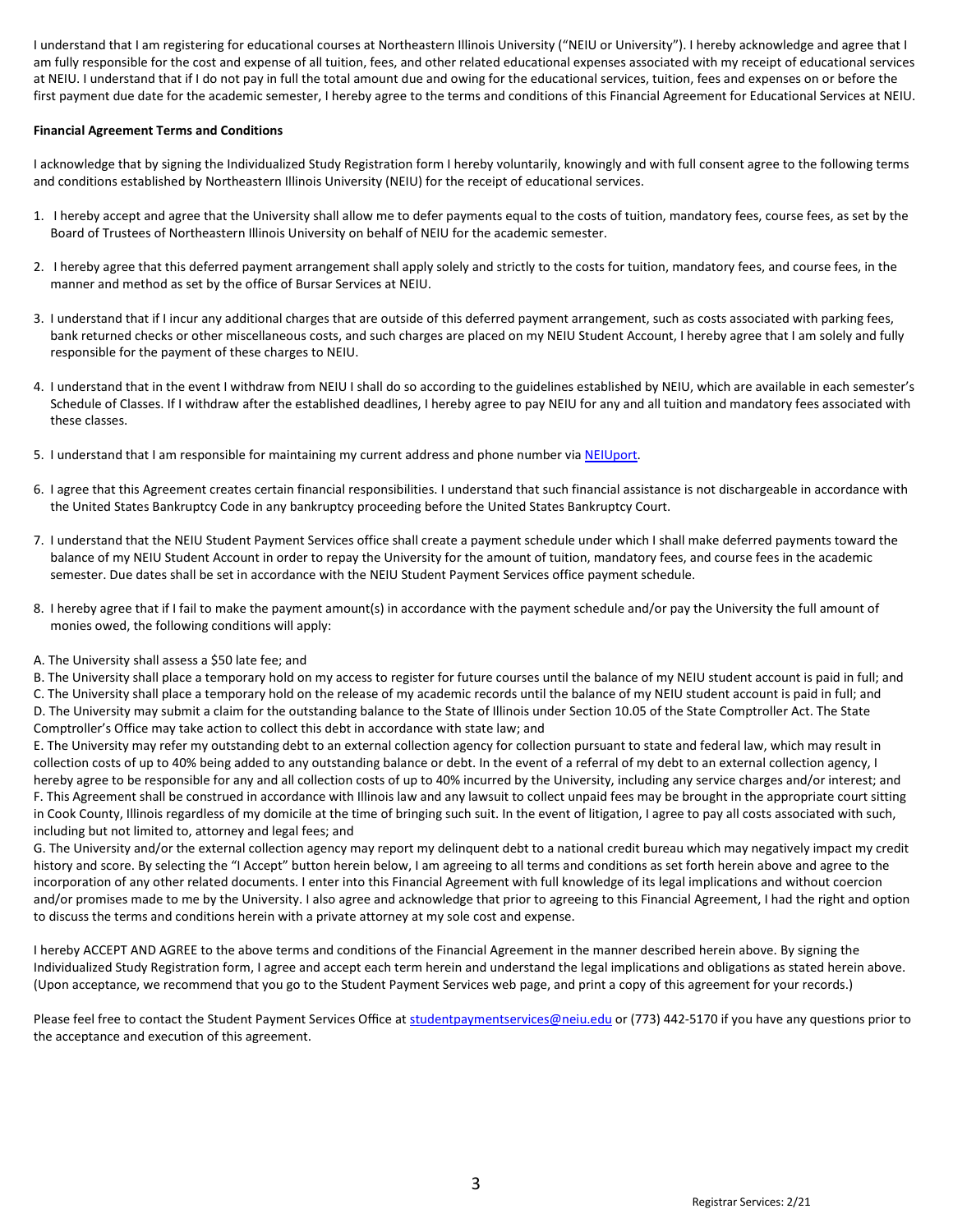I understand that I am registering for educational courses at Northeastern Illinois University ("NEIU or University"). I hereby acknowledge and agree that I am fully responsible for the cost and expense of all tuition, fees, and other related educational expenses associated with my receipt of educational services at NEIU. I understand that if I do not pay in full the total amount due and owing for the educational services, tuition, fees and expenses on or before the first payment due date for the academic semester, I hereby agree to the terms and conditions of this Financial Agreement for Educational Services at NEIU.

**Financial Agreement Terms and Conditions**

I acknowledge that by signing the Individualized Study Registration form I hereby voluntarily, knowingly and with full consent agree to the following terms and conditions established by Northeastern Illinois University (NEIU) for the receipt of educational services.

1. I hereby accept and agree that the University shall allow me to defer payments equal to the costs of tuition, mandatory fees, course fees, as set by the Board of Trustees of Northeastern Illinois University on behalf of NEIU for the academic semester.

2. I hereby agree that this deferred payment arrangement shall apply solely and strictly to the costs for tuition, mandatory fees, and course fees, in the manner and method as set by the office of Bursar Services at NEIU.

3. I understand that if I incur any additional charges that are outside of this deferred payment arrangement, such as costs associated with parking fees, bank returned checks or other miscellaneous costs, and such charges are placed on my NEIU Student Account, I hereby agree that I am solely and fully responsible for the payment of these charges to NEIU.

4. I understand that in the event I withdraw from NEIU I shall do so according to the guidelines established by NEIU, which are available in each semester's Schedule of Classes. If I withdraw after the established deadlines, I hereby agree to pay NEIU for any and all tuition and mandatory fees associated with these classes.

5. I understand that I am responsible for maintaining my current address and phone number via NEIUport.

6. I agree that this Agreement creates certain financial responsibilities. I understand that such financial assistance is not dischargeable in accordance with the United States Bankruptcy Code in any bankruptcy proceeding before the United States Bankruptcy Court.

7. I understand that the NEIU Student Payment Services office shall create a payment schedule under which I shall make deferred payments toward the balance of my NEIU Student Account in order to repay the University for the amount of tuition, mandatory fees, and course fees in the academic semester. Due dates shall be set in accordance with the NEIU Student Payment Services office payment schedule.

8. I hereby agree that if I fail to make the payment amount(s) in accordance with the payment schedule and/or pay the University the full amount of monies owed, the following conditions will apply:

A. The University shall assess a $50 late fee; and
B. The University shall place a temporary hold on my access to register for future courses until the balance of my NEIU student account is paid in full; and
C. The University shall place a temporary hold on the release of my academic records until the balance of my NEIU student account is paid in full; and
D. The University may submit a claim for the outstanding balance to the State of Illinois under Section 10.05 of the State Comptroller Act. The State Comptroller's Office may take action to collect this debt in accordance with state law; and
E. The University may refer my outstanding debt to an external collection agency for collection pursuant to state and federal law, which may result in collection costs of up to 40% being added to any outstanding balance or debt. In the event of a referral of my debt to an external collection agency, I hereby agree to be responsible for any and all collection costs of up to 40% incurred by the University, including any service charges and/or interest; and
F. This Agreement shall be construed in accordance with Illinois law and any lawsuit to collect unpaid fees may be brought in the appropriate court sitting in Cook County, Illinois regardless of my domicile at the time of bringing such suit. In the event of litigation, I agree to pay all costs associated with such, including but not limited to, attorney and legal fees; and
G. The University and/or the external collection agency may report my delinquent debt to a national credit bureau which may negatively impact my credit history and score. By selecting the "I Accept" button herein below, I am agreeing to all terms and conditions as set forth herein above and agree to the incorporation of any other related documents. I enter into this Financial Agreement with full knowledge of its legal implications and without coercion and/or promises made to me by the University. I also agree and acknowledge that prior to agreeing to this Financial Agreement, I had the right and option to discuss the terms and conditions herein with a private attorney at my sole cost and expense.

I hereby ACCEPT AND AGREE to the above terms and conditions of the Financial Agreement in the manner described herein above. By signing the Individualized Study Registration form, I agree and accept each term herein and understand the legal implications and obligations as stated herein above. (Upon acceptance, we recommend that you go to the Student Payment Services web page, and print a copy of this agreement for your records.)

Please feel free to contact the Student Payment Services Office at studentpaymentservices@neiu.edu or (773) 442-5170 if you have any questions prior to the acceptance and execution of this agreement.